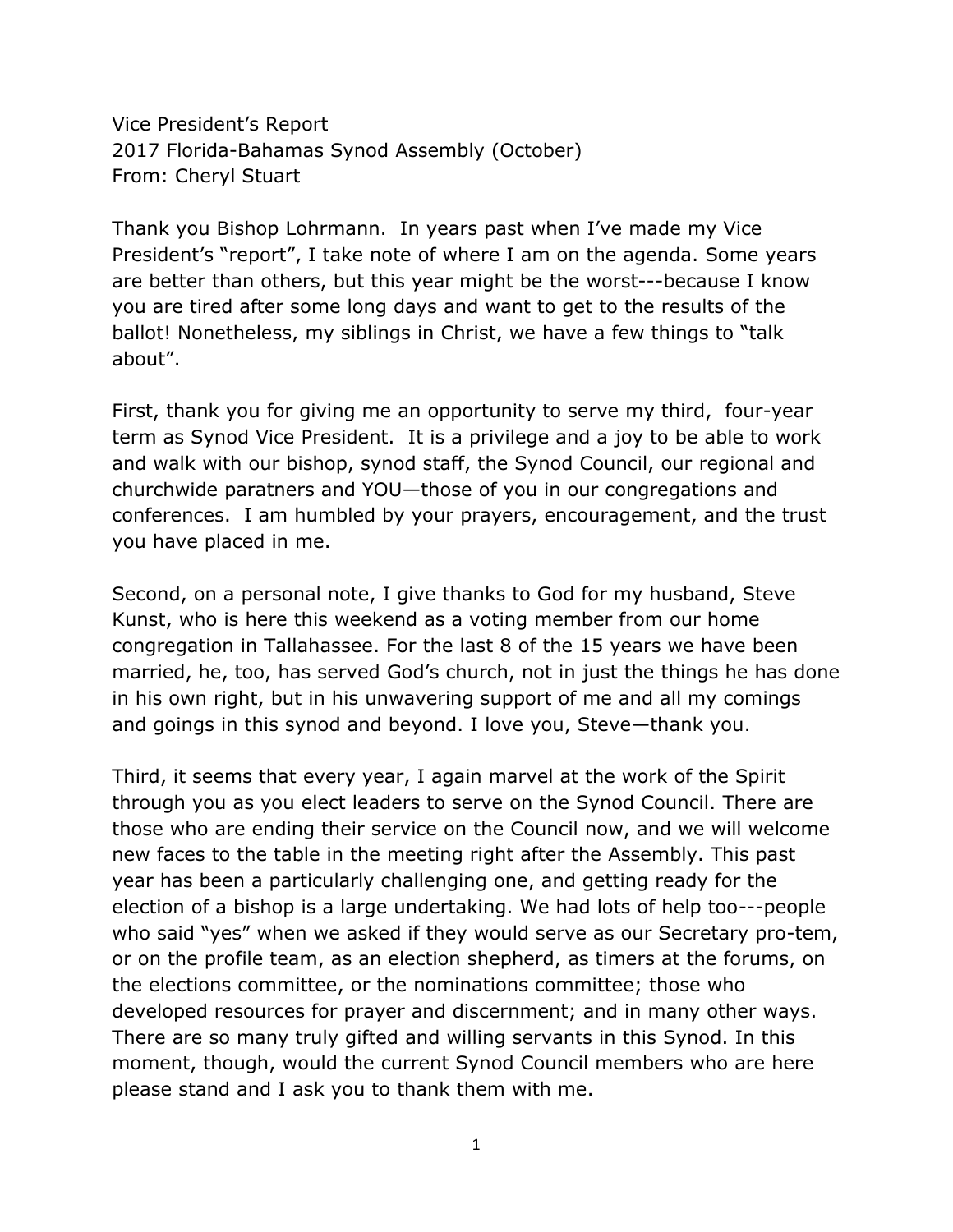Vice President's Report
2017 Florida-Bahamas Synod Assembly (October)
From: Cheryl Stuart

Thank you Bishop Lohrmann. In years past when I've made my Vice President's "report", I take note of where I am on the agenda. Some years are better than others, but this year might be the worst---because I know you are tired after some long days and want to get to the results of the ballot! Nonetheless, my siblings in Christ, we have a few things to "talk about".

First, thank you for giving me an opportunity to serve my third, four-year term as Synod Vice President. It is a privilege and a joy to be able to work and walk with our bishop, synod staff, the Synod Council, our regional and churchwide paratners and YOU—those of you in our congregations and conferences. I am humbled by your prayers, encouragement, and the trust you have placed in me.

Second, on a personal note, I give thanks to God for my husband, Steve Kunst, who is here this weekend as a voting member from our home congregation in Tallahassee. For the last 8 of the 15 years we have been married, he, too, has served God's church, not in just the things he has done in his own right, but in his unwavering support of me and all my comings and goings in this synod and beyond. I love you, Steve—thank you.

Third, it seems that every year, I again marvel at the work of the Spirit through you as you elect leaders to serve on the Synod Council. There are those who are ending their service on the Council now, and we will welcome new faces to the table in the meeting right after the Assembly. This past year has been a particularly challenging one, and getting ready for the election of a bishop is a large undertaking. We had lots of help too---people who said "yes" when we asked if they would serve as our Secretary pro-tem, or on the profile team, as an election shepherd, as timers at the forums, on the elections committee, or the nominations committee; those who developed resources for prayer and discernment; and in many other ways. There are so many truly gifted and willing servants in this Synod. In this moment, though, would the current Synod Council members who are here please stand and I ask you to thank them with me.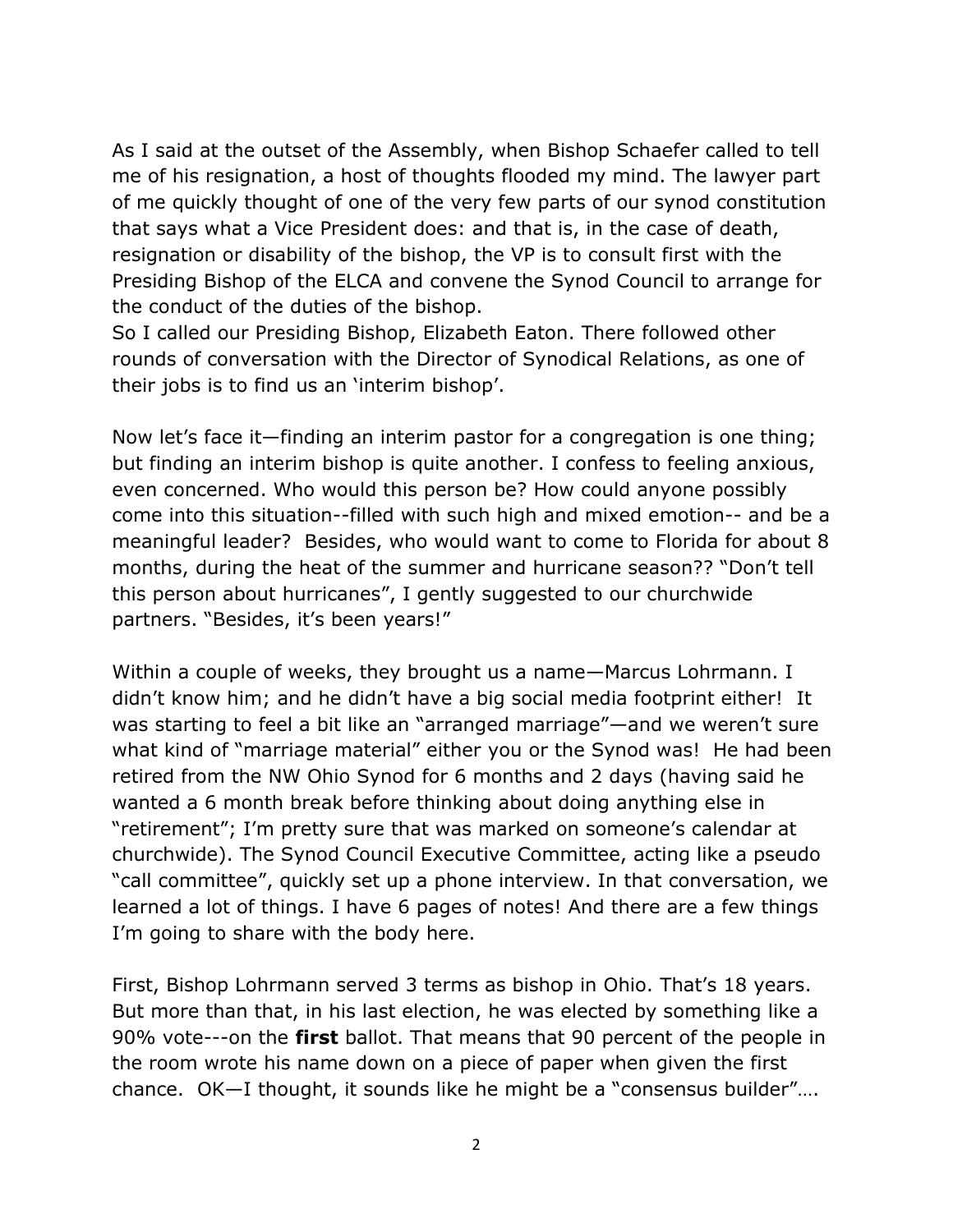As I said at the outset of the Assembly, when Bishop Schaefer called to tell me of his resignation, a host of thoughts flooded my mind. The lawyer part of me quickly thought of one of the very few parts of our synod constitution that says what a Vice President does: and that is, in the case of death, resignation or disability of the bishop, the VP is to consult first with the Presiding Bishop of the ELCA and convene the Synod Council to arrange for the conduct of the duties of the bishop.
So I called our Presiding Bishop, Elizabeth Eaton. There followed other rounds of conversation with the Director of Synodical Relations, as one of their jobs is to find us an 'interim bishop'.

Now let's face it—finding an interim pastor for a congregation is one thing; but finding an interim bishop is quite another. I confess to feeling anxious, even concerned. Who would this person be? How could anyone possibly come into this situation--filled with such high and mixed emotion-- and be a meaningful leader? Besides, who would want to come to Florida for about 8 months, during the heat of the summer and hurricane season?? "Don't tell this person about hurricanes", I gently suggested to our churchwide partners. "Besides, it's been years!"

Within a couple of weeks, they brought us a name—Marcus Lohrmann. I didn't know him; and he didn't have a big social media footprint either! It was starting to feel a bit like an "arranged marriage"—and we weren't sure what kind of "marriage material" either you or the Synod was! He had been retired from the NW Ohio Synod for 6 months and 2 days (having said he wanted a 6 month break before thinking about doing anything else in "retirement"; I'm pretty sure that was marked on someone's calendar at churchwide). The Synod Council Executive Committee, acting like a pseudo "call committee", quickly set up a phone interview. In that conversation, we learned a lot of things. I have 6 pages of notes! And there are a few things I'm going to share with the body here.

First, Bishop Lohrmann served 3 terms as bishop in Ohio. That's 18 years. But more than that, in his last election, he was elected by something like a 90% vote---on the **first** ballot. That means that 90 percent of the people in the room wrote his name down on a piece of paper when given the first chance. OK—I thought, it sounds like he might be a "consensus builder"….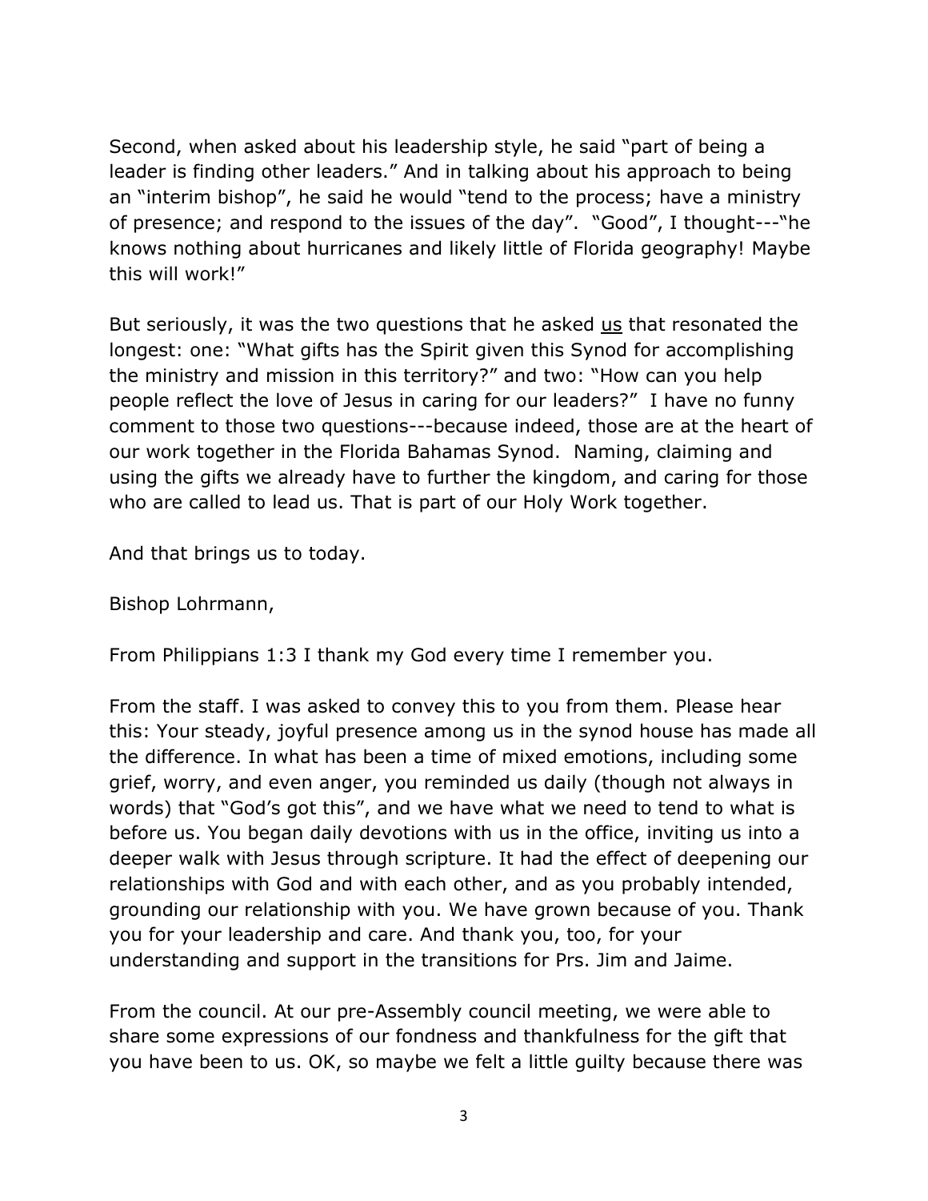Second, when asked about his leadership style, he said "part of being a leader is finding other leaders." And in talking about his approach to being an "interim bishop", he said he would "tend to the process; have a ministry of presence; and respond to the issues of the day". "Good", I thought---"he knows nothing about hurricanes and likely little of Florida geography! Maybe this will work!"

But seriously, it was the two questions that he asked <u>us</u> that resonated the longest: one: "What gifts has the Spirit given this Synod for accomplishing the ministry and mission in this territory?" and two: "How can you help people reflect the love of Jesus in caring for our leaders?" I have no funny comment to those two questions---because indeed, those are at the heart of our work together in the Florida Bahamas Synod. Naming, claiming and using the gifts we already have to further the kingdom, and caring for those who are called to lead us. That is part of our Holy Work together.

And that brings us to today.

Bishop Lohrmann,

From Philippians 1:3 I thank my God every time I remember you.

From the staff. I was asked to convey this to you from them. Please hear this: Your steady, joyful presence among us in the synod house has made all the difference. In what has been a time of mixed emotions, including some grief, worry, and even anger, you reminded us daily (though not always in words) that "God's got this", and we have what we need to tend to what is before us. You began daily devotions with us in the office, inviting us into a deeper walk with Jesus through scripture. It had the effect of deepening our relationships with God and with each other, and as you probably intended, grounding our relationship with you. We have grown because of you. Thank you for your leadership and care. And thank you, too, for your understanding and support in the transitions for Prs. Jim and Jaime.

From the council. At our pre-Assembly council meeting, we were able to share some expressions of our fondness and thankfulness for the gift that you have been to us. OK, so maybe we felt a little guilty because there was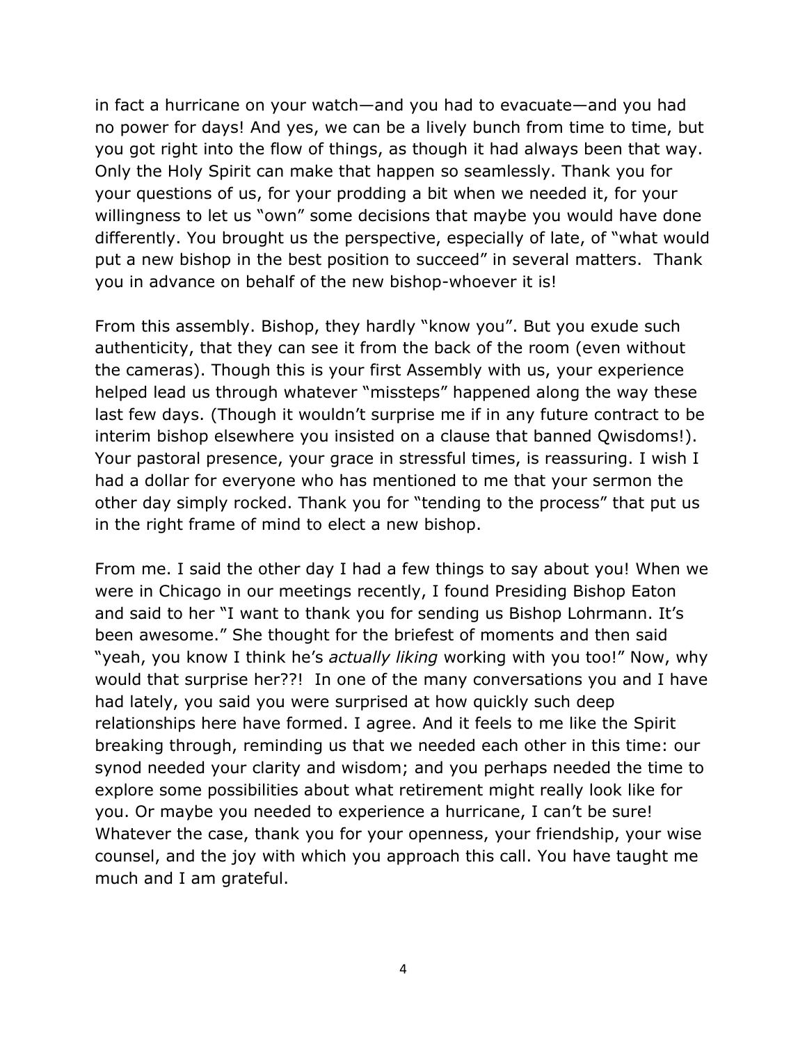in fact a hurricane on your watch—and you had to evacuate—and you had no power for days! And yes, we can be a lively bunch from time to time, but you got right into the flow of things, as though it had always been that way. Only the Holy Spirit can make that happen so seamlessly. Thank you for your questions of us, for your prodding a bit when we needed it, for your willingness to let us "own" some decisions that maybe you would have done differently. You brought us the perspective, especially of late, of "what would put a new bishop in the best position to succeed" in several matters. Thank you in advance on behalf of the new bishop-whoever it is!

From this assembly. Bishop, they hardly "know you". But you exude such authenticity, that they can see it from the back of the room (even without the cameras). Though this is your first Assembly with us, your experience helped lead us through whatever "missteps" happened along the way these last few days. (Though it wouldn't surprise me if in any future contract to be interim bishop elsewhere you insisted on a clause that banned Qwisdoms!). Your pastoral presence, your grace in stressful times, is reassuring. I wish I had a dollar for everyone who has mentioned to me that your sermon the other day simply rocked. Thank you for "tending to the process" that put us in the right frame of mind to elect a new bishop.

From me. I said the other day I had a few things to say about you! When we were in Chicago in our meetings recently, I found Presiding Bishop Eaton and said to her "I want to thank you for sending us Bishop Lohrmann. It's been awesome." She thought for the briefest of moments and then said "yeah, you know I think he's *actually liking* working with you too!" Now, why would that surprise her??! In one of the many conversations you and I have had lately, you said you were surprised at how quickly such deep relationships here have formed. I agree. And it feels to me like the Spirit breaking through, reminding us that we needed each other in this time: our synod needed your clarity and wisdom; and you perhaps needed the time to explore some possibilities about what retirement might really look like for you. Or maybe you needed to experience a hurricane, I can't be sure! Whatever the case, thank you for your openness, your friendship, your wise counsel, and the joy with which you approach this call. You have taught me much and I am grateful.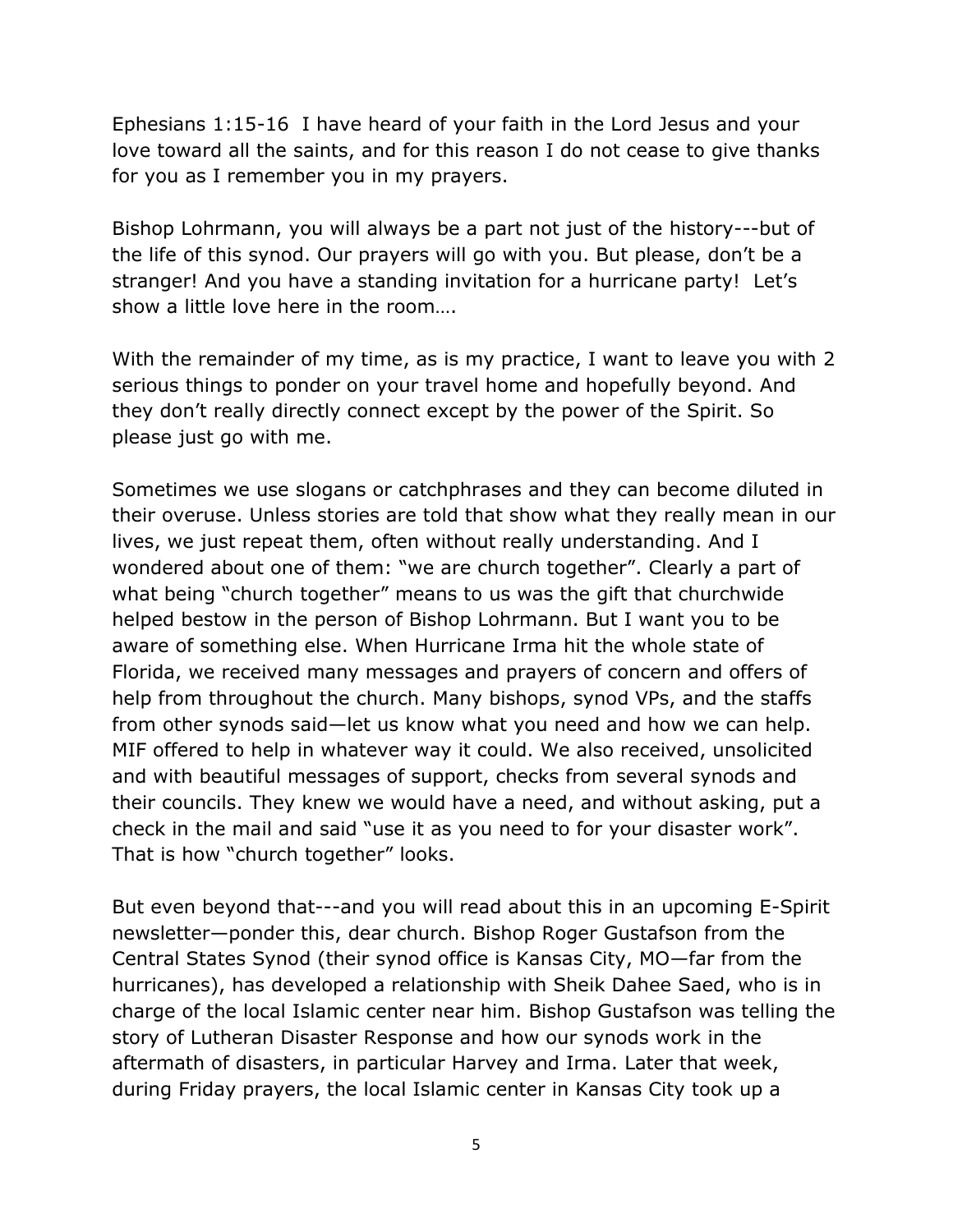Ephesians 1:15-16  I have heard of your faith in the Lord Jesus and your love toward all the saints, and for this reason I do not cease to give thanks for you as I remember you in my prayers.

Bishop Lohrmann, you will always be a part not just of the history---but of the life of this synod. Our prayers will go with you. But please, don't be a stranger! And you have a standing invitation for a hurricane party!  Let's show a little love here in the room….

With the remainder of my time, as is my practice, I want to leave you with 2 serious things to ponder on your travel home and hopefully beyond. And they don't really directly connect except by the power of the Spirit. So please just go with me.

Sometimes we use slogans or catchphrases and they can become diluted in their overuse. Unless stories are told that show what they really mean in our lives, we just repeat them, often without really understanding. And I wondered about one of them: "we are church together". Clearly a part of what being "church together" means to us was the gift that churchwide helped bestow in the person of Bishop Lohrmann. But I want you to be aware of something else. When Hurricane Irma hit the whole state of Florida, we received many messages and prayers of concern and offers of help from throughout the church. Many bishops, synod VPs, and the staffs from other synods said—let us know what you need and how we can help. MIF offered to help in whatever way it could. We also received, unsolicited and with beautiful messages of support, checks from several synods and their councils. They knew we would have a need, and without asking, put a check in the mail and said "use it as you need to for your disaster work". That is how "church together" looks.

But even beyond that---and you will read about this in an upcoming E-Spirit newsletter—ponder this, dear church. Bishop Roger Gustafson from the Central States Synod (their synod office is Kansas City, MO—far from the hurricanes), has developed a relationship with Sheik Dahee Saed, who is in charge of the local Islamic center near him. Bishop Gustafson was telling the story of Lutheran Disaster Response and how our synods work in the aftermath of disasters, in particular Harvey and Irma. Later that week, during Friday prayers, the local Islamic center in Kansas City took up a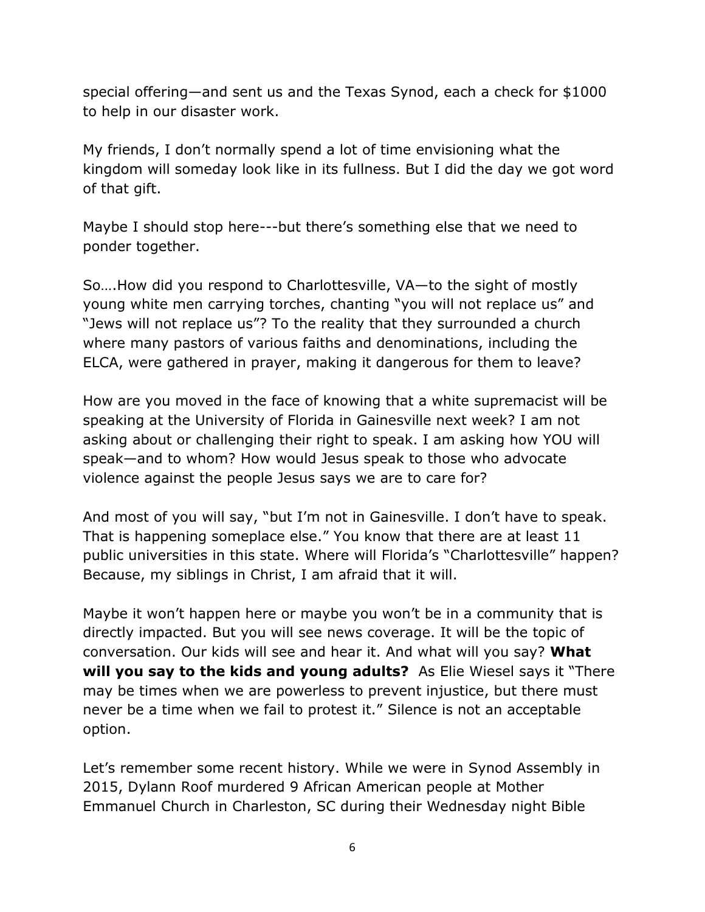special offering—and sent us and the Texas Synod, each a check for $1000 to help in our disaster work.

My friends, I don't normally spend a lot of time envisioning what the kingdom will someday look like in its fullness. But I did the day we got word of that gift.

Maybe I should stop here---but there's something else that we need to ponder together.

So….How did you respond to Charlottesville, VA—to the sight of mostly young white men carrying torches, chanting "you will not replace us" and "Jews will not replace us"? To the reality that they surrounded a church where many pastors of various faiths and denominations, including the ELCA, were gathered in prayer, making it dangerous for them to leave?

How are you moved in the face of knowing that a white supremacist will be speaking at the University of Florida in Gainesville next week? I am not asking about or challenging their right to speak. I am asking how YOU will speak—and to whom? How would Jesus speak to those who advocate violence against the people Jesus says we are to care for?

And most of you will say, "but I'm not in Gainesville. I don't have to speak. That is happening someplace else." You know that there are at least 11 public universities in this state. Where will Florida's "Charlottesville" happen? Because, my siblings in Christ, I am afraid that it will.

Maybe it won't happen here or maybe you won't be in a community that is directly impacted. But you will see news coverage. It will be the topic of conversation. Our kids will see and hear it. And what will you say? **What will you say to the kids and young adults?** As Elie Wiesel says it "There may be times when we are powerless to prevent injustice, but there must never be a time when we fail to protest it." Silence is not an acceptable option.

Let's remember some recent history. While we were in Synod Assembly in 2015, Dylann Roof murdered 9 African American people at Mother Emmanuel Church in Charleston, SC during their Wednesday night Bible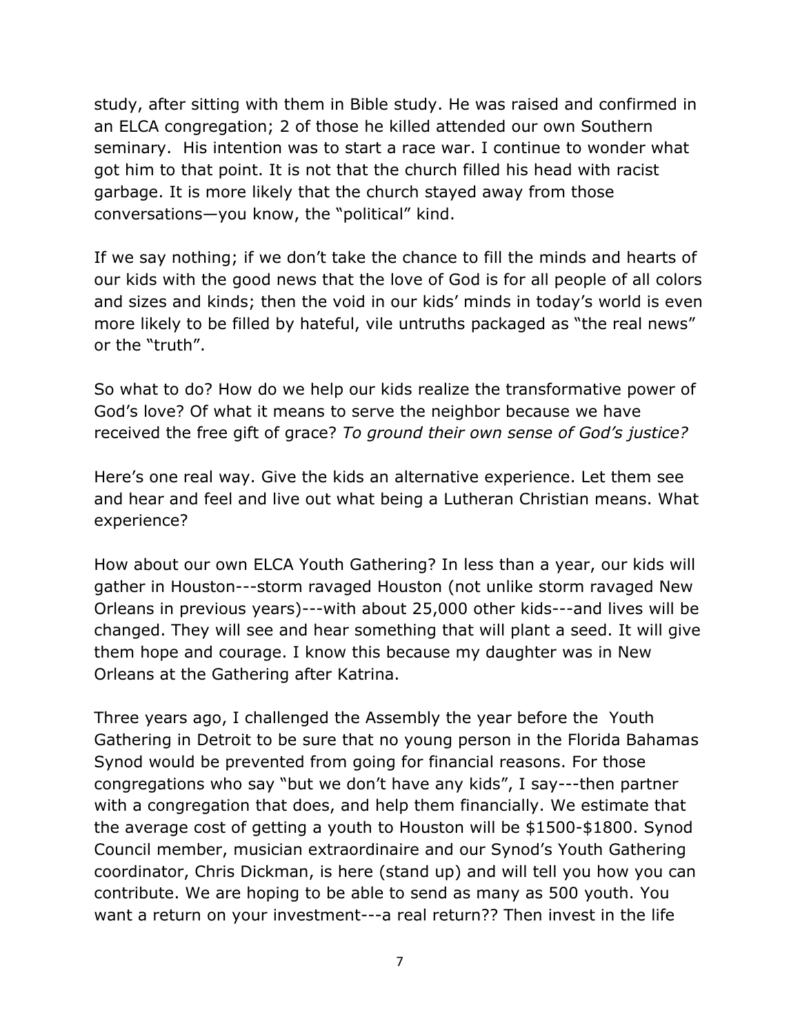study, after sitting with them in Bible study. He was raised and confirmed in an ELCA congregation; 2 of those he killed attended our own Southern seminary. His intention was to start a race war. I continue to wonder what got him to that point. It is not that the church filled his head with racist garbage. It is more likely that the church stayed away from those conversations—you know, the "political" kind.

If we say nothing; if we don't take the chance to fill the minds and hearts of our kids with the good news that the love of God is for all people of all colors and sizes and kinds; then the void in our kids' minds in today's world is even more likely to be filled by hateful, vile untruths packaged as "the real news" or the "truth".

So what to do? How do we help our kids realize the transformative power of God's love? Of what it means to serve the neighbor because we have received the free gift of grace? *To ground their own sense of God's justice?*

Here's one real way. Give the kids an alternative experience. Let them see and hear and feel and live out what being a Lutheran Christian means. What experience?

How about our own ELCA Youth Gathering? In less than a year, our kids will gather in Houston---storm ravaged Houston (not unlike storm ravaged New Orleans in previous years)---with about 25,000 other kids---and lives will be changed. They will see and hear something that will plant a seed. It will give them hope and courage. I know this because my daughter was in New Orleans at the Gathering after Katrina.

Three years ago, I challenged the Assembly the year before the Youth Gathering in Detroit to be sure that no young person in the Florida Bahamas Synod would be prevented from going for financial reasons. For those congregations who say "but we don't have any kids", I say---then partner with a congregation that does, and help them financially. We estimate that the average cost of getting a youth to Houston will be $1500-$1800. Synod Council member, musician extraordinaire and our Synod's Youth Gathering coordinator, Chris Dickman, is here (stand up) and will tell you how you can contribute. We are hoping to be able to send as many as 500 youth. You want a return on your investment---a real return?? Then invest in the life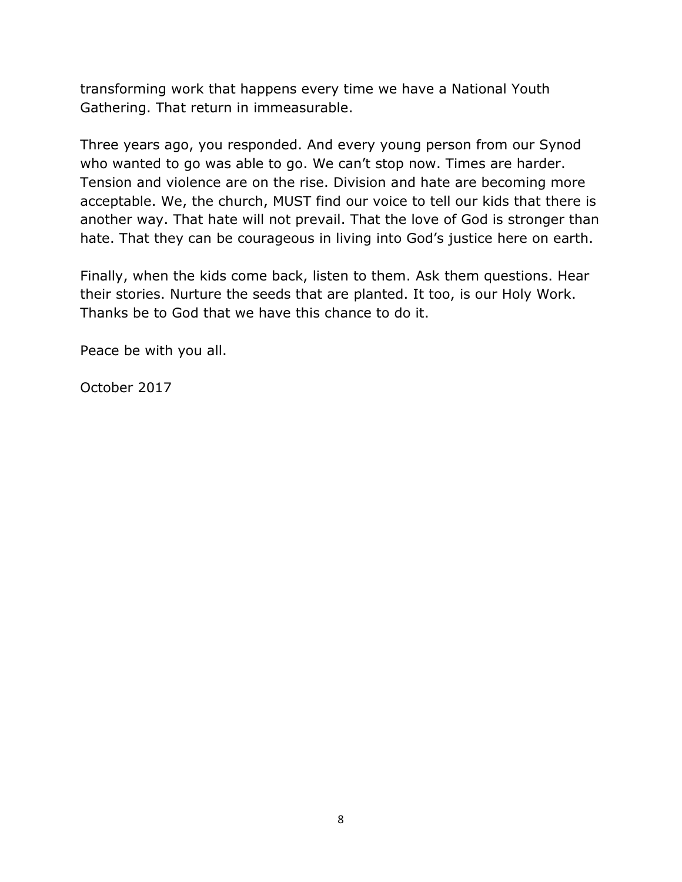transforming work that happens every time we have a National Youth Gathering. That return in immeasurable.

Three years ago, you responded. And every young person from our Synod who wanted to go was able to go. We can't stop now. Times are harder. Tension and violence are on the rise. Division and hate are becoming more acceptable. We, the church, MUST find our voice to tell our kids that there is another way. That hate will not prevail. That the love of God is stronger than hate. That they can be courageous in living into God's justice here on earth.

Finally, when the kids come back, listen to them. Ask them questions. Hear their stories. Nurture the seeds that are planted. It too, is our Holy Work. Thanks be to God that we have this chance to do it.

Peace be with you all.

October 2017